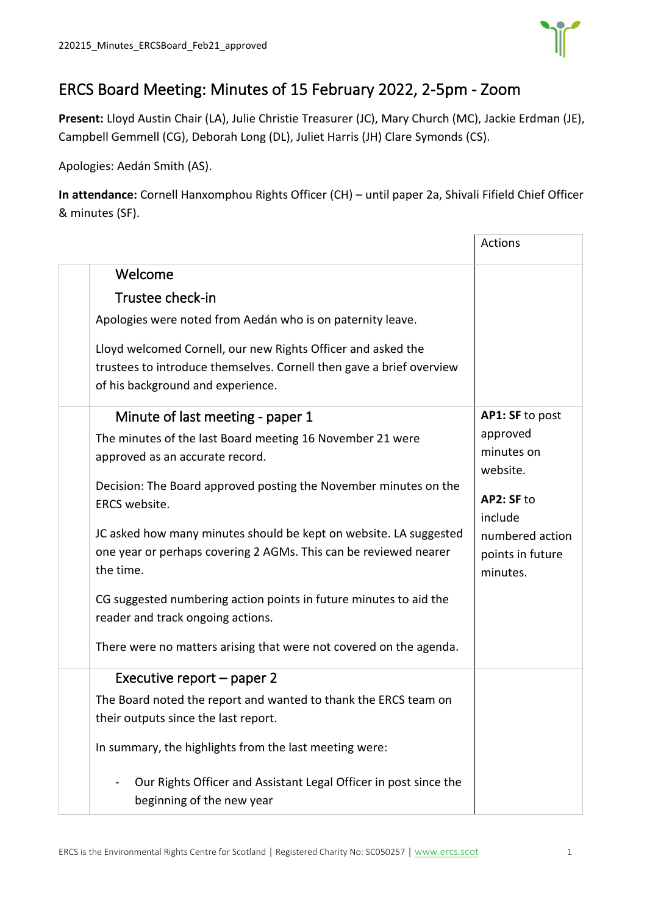# ERCS Board Meeting: Minutes of 15 February 2022, 2-5pm - Zoom

**Present:** Lloyd Austin Chair (LA), Julie Christie Treasurer (JC), Mary Church (MC), Jackie Erdman (JE), Campbell Gemmell (CG), Deborah Long (DL), Juliet Harris (JH) Clare Symonds (CS).

Apologies: Aedán Smith (AS).

**In attendance:** Cornell Hanxomphou Rights Officer (CH) – until paper 2a, Shivali Fifield Chief Officer & minutes (SF).

| | | Actions |
|---|---|---|
| | **Welcome**<br><br>**Trustee check-in**<br><br>Apologies were noted from Aedán who is on paternity leave.<br><br>Lloyd welcomed Cornell, our new Rights Officer and asked the trustees to introduce themselves. Cornell then gave a brief overview of his background and experience. | |
| | **Minute of last meeting - paper 1**<br><br>The minutes of the last Board meeting 16 November 21 were approved as an accurate record.<br><br>Decision: The Board approved posting the November minutes on the ERCS website.<br><br>JC asked how many minutes should be kept on website. LA suggested one year or perhaps covering 2 AGMs. This can be reviewed nearer the time.<br><br>CG suggested numbering action points in future minutes to aid the reader and track ongoing actions.<br><br>There were no matters arising that were not covered on the agenda. | **AP1: SF** to post approved minutes on website.<br><br>**AP2: SF** to include numbered action points in future minutes. |
| | **Executive report – paper 2**<br><br>The Board noted the report and wanted to thank the ERCS team on their outputs since the last report.<br><br>In summary, the highlights from the last meeting were:<br><br>- Our Rights Officer and Assistant Legal Officer in post since the beginning of the new year | |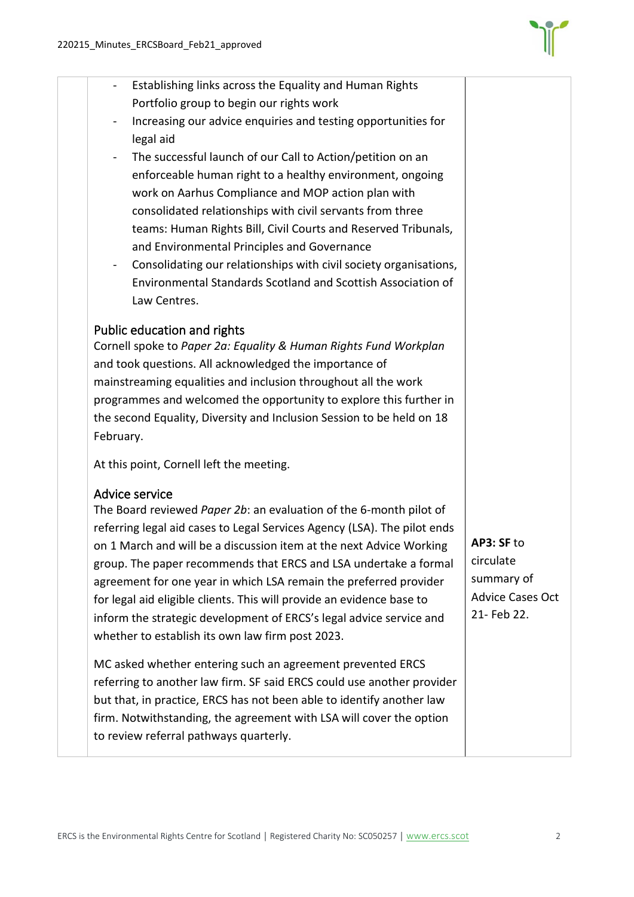- Establishing links across the Equality and Human Rights Portfolio group to begin our rights work
- Increasing our advice enquiries and testing opportunities for legal aid
- The successful launch of our Call to Action/petition on an enforceable human right to a healthy environment, ongoing work on Aarhus Compliance and MOP action plan with consolidated relationships with civil servants from three teams: Human Rights Bill, Civil Courts and Reserved Tribunals, and Environmental Principles and Governance
- Consolidating our relationships with civil society organisations, Environmental Standards Scotland and Scottish Association of Law Centres.

### Public education and rights

Cornell spoke to *Paper 2a: Equality & Human Rights Fund Workplan* and took questions. All acknowledged the importance of mainstreaming equalities and inclusion throughout all the work programmes and welcomed the opportunity to explore this further in the second Equality, Diversity and Inclusion Session to be held on 18 February.

At this point, Cornell left the meeting.

### Advice service

The Board reviewed *Paper 2b*: an evaluation of the 6-month pilot of referring legal aid cases to Legal Services Agency (LSA). The pilot ends on 1 March and will be a discussion item at the next Advice Working group. The paper recommends that ERCS and LSA undertake a formal agreement for one year in which LSA remain the preferred provider for legal aid eligible clients. This will provide an evidence base to inform the strategic development of ERCS's legal advice service and whether to establish its own law firm post 2023.

**AP3: SF** to circulate summary of Advice Cases Oct 21- Feb 22.

MC asked whether entering such an agreement prevented ERCS referring to another law firm. SF said ERCS could use another provider but that, in practice, ERCS has not been able to identify another law firm. Notwithstanding, the agreement with LSA will cover the option to review referral pathways quarterly.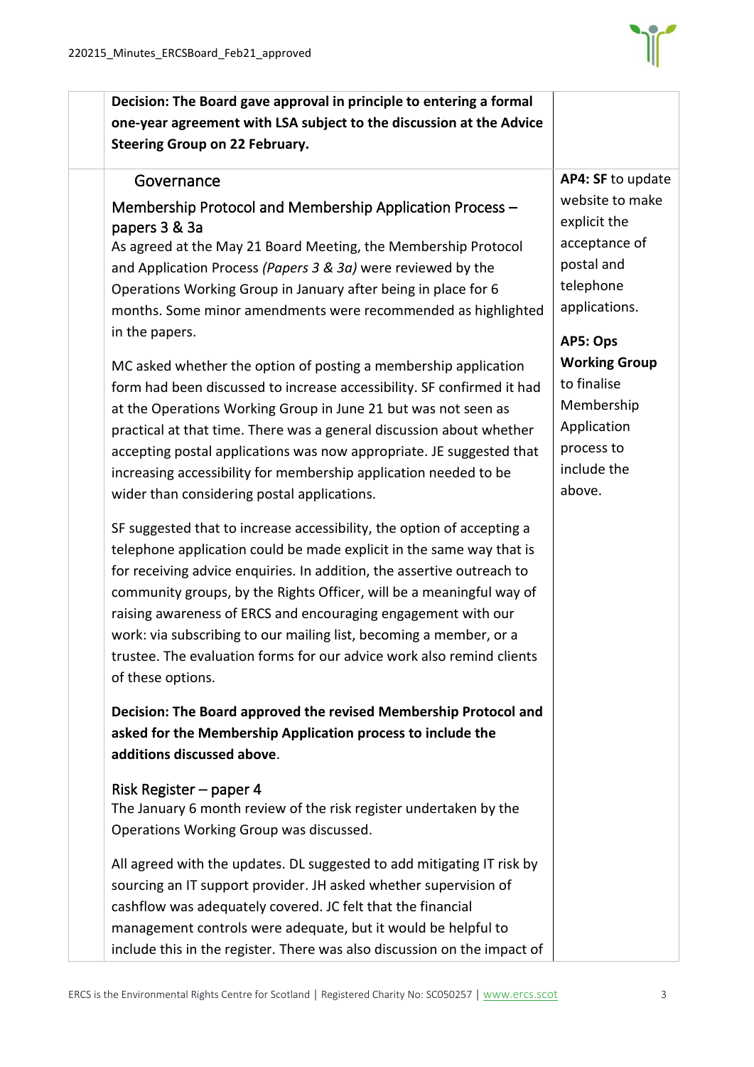**Decision: The Board gave approval in principle to entering a formal one-year agreement with LSA subject to the discussion at the Advice Steering Group on 22 February.**

## Governance

### Membership Protocol and Membership Application Process – papers 3 & 3a

As agreed at the May 21 Board Meeting, the Membership Protocol and Application Process *(Papers 3 & 3a)* were reviewed by the Operations Working Group in January after being in place for 6 months. Some minor amendments were recommended as highlighted in the papers.

MC asked whether the option of posting a membership application form had been discussed to increase accessibility. SF confirmed it had at the Operations Working Group in June 21 but was not seen as practical at that time. There was a general discussion about whether accepting postal applications was now appropriate. JE suggested that increasing accessibility for membership application needed to be wider than considering postal applications.

SF suggested that to increase accessibility, the option of accepting a telephone application could be made explicit in the same way that is for receiving advice enquiries. In addition, the assertive outreach to community groups, by the Rights Officer, will be a meaningful way of raising awareness of ERCS and encouraging engagement with our work: via subscribing to our mailing list, becoming a member, or a trustee. The evaluation forms for our advice work also remind clients of these options.

**Decision: The Board approved the revised Membership Protocol and asked for the Membership Application process to include the additions discussed above**.

**AP4: SF** to update website to make explicit the acceptance of postal and telephone applications.

**AP5: Ops Working Group** to finalise Membership Application process to include the above.

### Risk Register – paper 4

The January 6 month review of the risk register undertaken by the Operations Working Group was discussed.

All agreed with the updates. DL suggested to add mitigating IT risk by sourcing an IT support provider. JH asked whether supervision of cashflow was adequately covered. JC felt that the financial management controls were adequate, but it would be helpful to include this in the register. There was also discussion on the impact of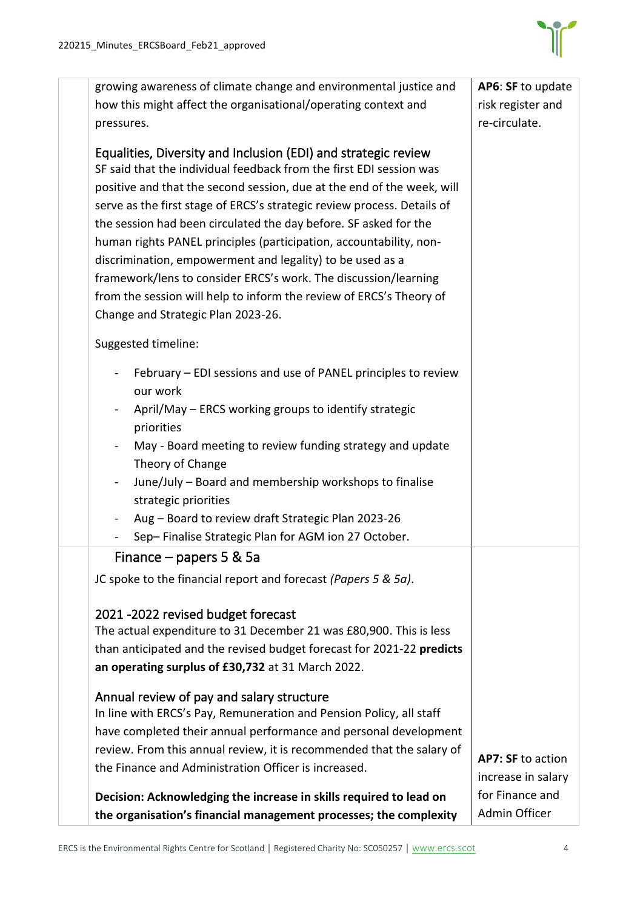| | | |
|---|---|---|
| | growing awareness of climate change and environmental justice and how this might affect the organisational/operating context and pressures.<br><br>**Equalities, Diversity and Inclusion (EDI) and strategic review**<br>SF said that the individual feedback from the first EDI session was positive and that the second session, due at the end of the week, will serve as the first stage of ERCS's strategic review process. Details of the session had been circulated the day before. SF asked for the human rights PANEL principles (participation, accountability, non-discrimination, empowerment and legality) to be used as a framework/lens to consider ERCS's work. The discussion/learning from the session will help to inform the review of ERCS's Theory of Change and Strategic Plan 2023-26.<br><br>Suggested timeline:<br><br>- February – EDI sessions and use of PANEL principles to review our work<br>- April/May – ERCS working groups to identify strategic priorities<br>- May - Board meeting to review funding strategy and update Theory of Change<br>- June/July – Board and membership workshops to finalise strategic priorities<br>- Aug – Board to review draft Strategic Plan 2023-26<br>- Sep– Finalise Strategic Plan for AGM ion 27 October. | **AP6**: **SF** to update risk register and re-circulate. |
| | **Finance – papers 5 & 5a**<br><br>JC spoke to the financial report and forecast *(Papers 5 & 5a)*.<br><br>**2021 -2022 revised budget forecast**<br>The actual expenditure to 31 December 21 was £80,900. This is less than anticipated and the revised budget forecast for 2021-22 **predicts an operating surplus of £30,732** at 31 March 2022.<br><br>**Annual review of pay and salary structure**<br>In line with ERCS's Pay, Remuneration and Pension Policy, all staff have completed their annual performance and personal development review. From this annual review, it is recommended that the salary of the Finance and Administration Officer is increased.<br><br>**Decision: Acknowledging the increase in skills required to lead on the organisation's financial management processes; the complexity** | **AP7: SF** to action increase in salary for Finance and Admin Officer |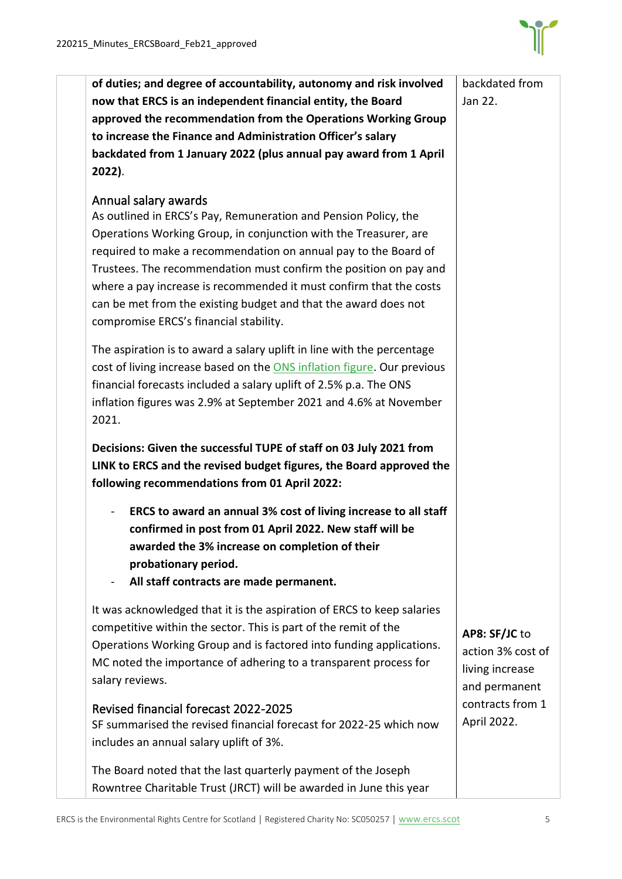| | |
|---|---|
| **of duties; and degree of accountability, autonomy and risk involved now that ERCS is an independent financial entity, the Board approved the recommendation from the Operations Working Group to increase the Finance and Administration Officer's salary backdated from 1 January 2022 (plus annual pay award from 1 April 2022)**. | backdated from Jan 22. |
| **Annual salary awards**<br>As outlined in ERCS's Pay, Remuneration and Pension Policy, the Operations Working Group, in conjunction with the Treasurer, are required to make a recommendation on annual pay to the Board of Trustees. The recommendation must confirm the position on pay and where a pay increase is recommended it must confirm that the costs can be met from the existing budget and that the award does not compromise ERCS's financial stability.<br><br>The aspiration is to award a salary uplift in line with the percentage cost of living increase based on the ONS inflation figure. Our previous financial forecasts included a salary uplift of 2.5% p.a. The ONS inflation figures was 2.9% at September 2021 and 4.6% at November 2021.<br><br>**Decisions: Given the successful TUPE of staff on 03 July 2021 from LINK to ERCS and the revised budget figures, the Board approved the following recommendations from 01 April 2022:**<br><br>- **ERCS to award an annual 3% cost of living increase to all staff confirmed in post from 01 April 2022. New staff will be awarded the 3% increase on completion of their probationary period.**<br>- **All staff contracts are made permanent.**<br><br>It was acknowledged that it is the aspiration of ERCS to keep salaries competitive within the sector. This is part of the remit of the Operations Working Group and is factored into funding applications. MC noted the importance of adhering to a transparent process for salary reviews. | **AP8: SF/JC** to action 3% cost of living increase and permanent contracts from 1 April 2022. |
| **Revised financial forecast 2022-2025**<br>SF summarised the revised financial forecast for 2022-25 which now includes an annual salary uplift of 3%.<br><br>The Board noted that the last quarterly payment of the Joseph Rowntree Charitable Trust (JRCT) will be awarded in June this year | |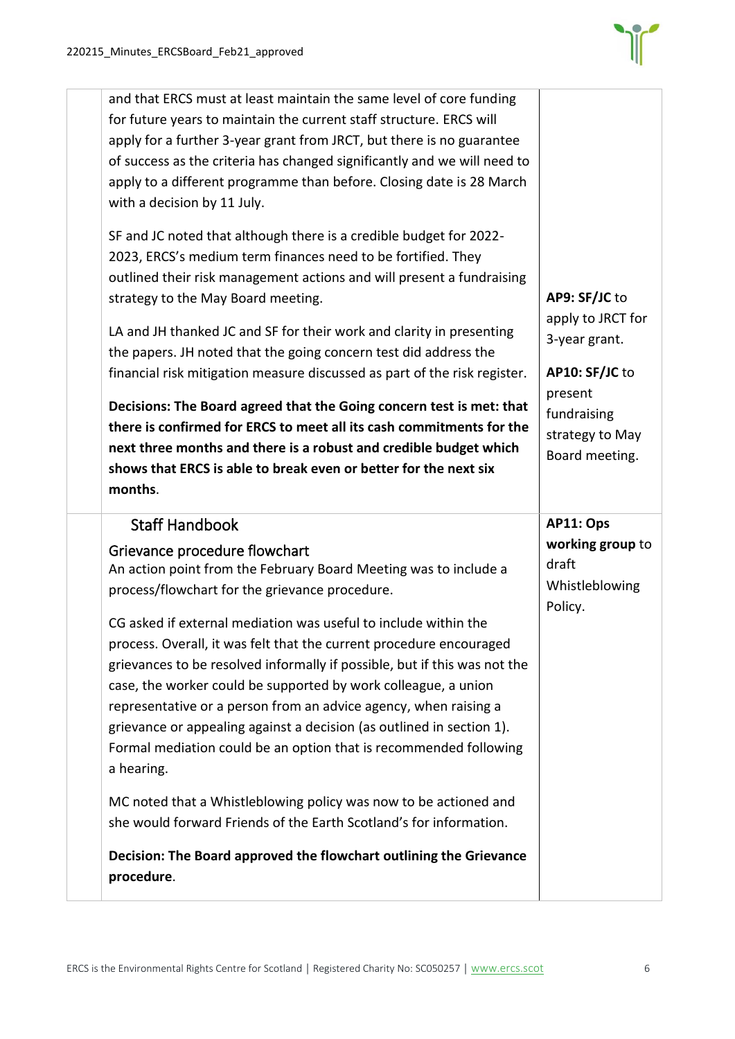| | | |
|---|---|---|
| | and that ERCS must at least maintain the same level of core funding for future years to maintain the current staff structure. ERCS will apply for a further 3-year grant from JRCT, but there is no guarantee of success as the criteria has changed significantly and we will need to apply to a different programme than before. Closing date is 28 March with a decision by 11 July.<br><br>SF and JC noted that although there is a credible budget for 2022-2023, ERCS's medium term finances need to be fortified. They outlined their risk management actions and will present a fundraising strategy to the May Board meeting.<br><br>LA and JH thanked JC and SF for their work and clarity in presenting the papers. JH noted that the going concern test did address the financial risk mitigation measure discussed as part of the risk register.<br><br>**Decisions: The Board agreed that the Going concern test is met: that there is confirmed for ERCS to meet all its cash commitments for the next three months and there is a robust and credible budget which shows that ERCS is able to break even or better for the next six months**. | **AP9: SF/JC** to apply to JRCT for 3-year grant.<br><br>**AP10: SF/JC** to present fundraising strategy to May Board meeting. |
| | **Staff Handbook**<br><br>**Grievance procedure flowchart**<br>An action point from the February Board Meeting was to include a process/flowchart for the grievance procedure.<br><br>CG asked if external mediation was useful to include within the process. Overall, it was felt that the current procedure encouraged grievances to be resolved informally if possible, but if this was not the case, the worker could be supported by work colleague, a union representative or a person from an advice agency, when raising a grievance or appealing against a decision (as outlined in section 1). Formal mediation could be an option that is recommended following a hearing.<br><br>MC noted that a Whistleblowing policy was now to be actioned and she would forward Friends of the Earth Scotland's for information.<br><br>**Decision: The Board approved the flowchart outlining the Grievance procedure**. | **AP11: Ops working group** to draft Whistleblowing Policy. |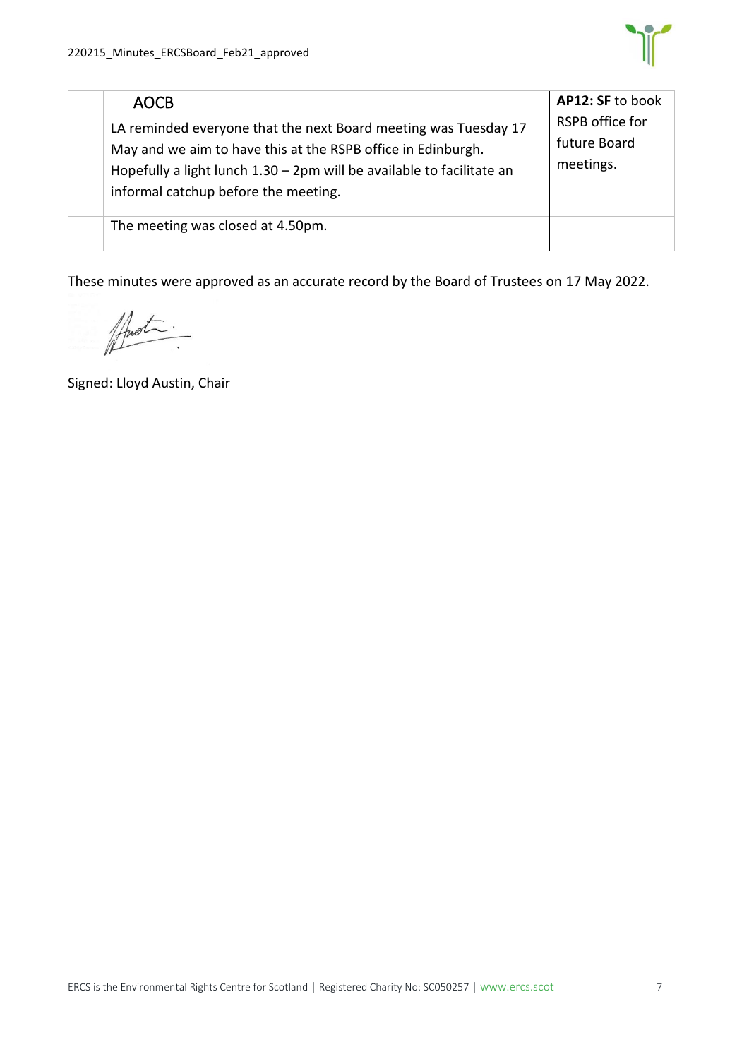| | | |
|---|---|---|
| | **AOCB**<br><br>LA reminded everyone that the next Board meeting was Tuesday 17 May and we aim to have this at the RSPB office in Edinburgh. Hopefully a light lunch 1.30 – 2pm will be available to facilitate an informal catchup before the meeting. | **AP12: SF** to book RSPB office for future Board meetings. |
| | The meeting was closed at 4.50pm. | |

These minutes were approved as an accurate record by the Board of Trustees on 17 May 2022.

Signed: Lloyd Austin, Chair